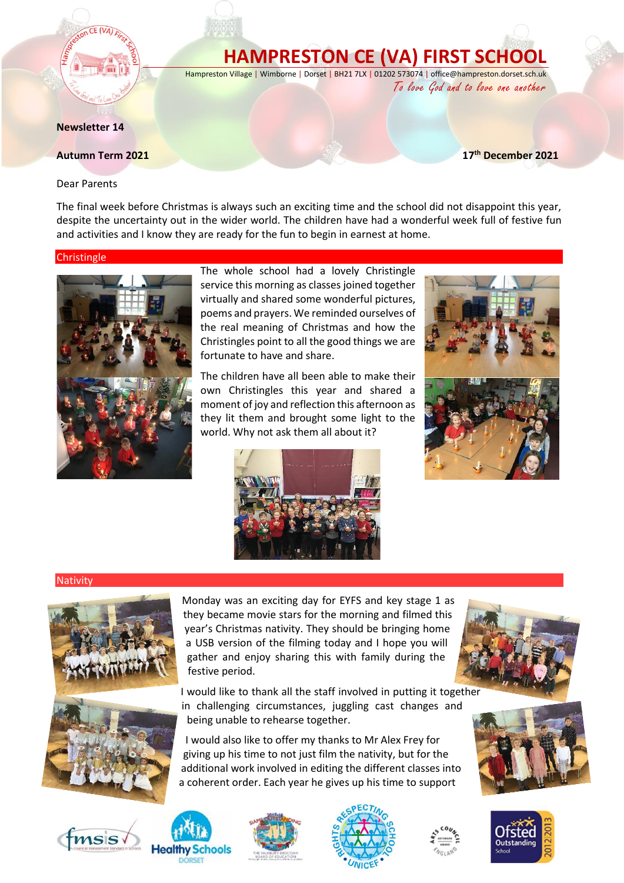# HAMPRESTON CE (VA) FIRST SCHOOL

Hampreston Village | Wimborne | Dorset | BH21 7LX | 01202 573074 | office@hampreston.dorset.sch.uk

*To love God and to love one another*

**Newsletter 14**

**Autumn Term 2021** **17th December 2021**

Dear Parents

The final week before Christmas is always such an exciting time and the school did not disappoint this year, despite the uncertainty out in the wider world. The children have had a wonderful week full of festive fun and activities and I know they are ready for the fun to begin in earnest at home.

## Christingle

The whole school had a lovely Christingle service this morning as classes joined together virtually and shared some wonderful pictures, poems and prayers. We reminded ourselves of the real meaning of Christmas and how the Christingles point to all the good things we are fortunate to have and share.

The children have all been able to make their own Christingles this year and shared a moment of joy and reflection this afternoon as they lit them and brought some light to the world. Why not ask them all about it?

## Nativity

Monday was an exciting day for EYFS and key stage 1 as they became movie stars for the morning and filmed this year's Christmas nativity. They should be bringing home a USB version of the filming today and I hope you will gather and enjoy sharing this with family during the festive period.

I would like to thank all the staff involved in putting it together in challenging circumstances, juggling cast changes and being unable to rehearse together.

I would also like to offer my thanks to Mr Alex Frey for giving up his time to not just film the nativity, but for the additional work involved in editing the different classes into a coherent order. Each year he gives up his time to support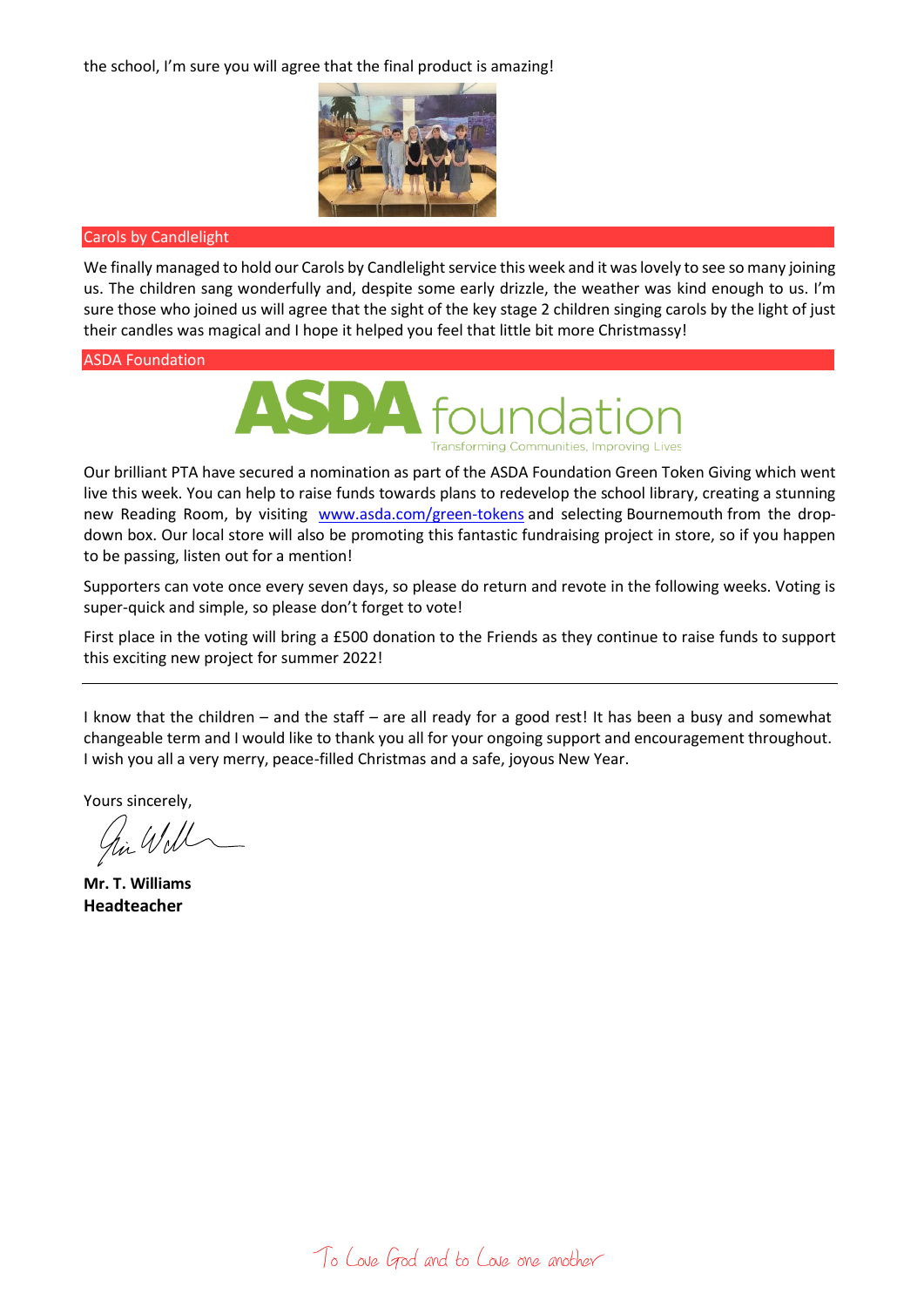the school, I'm sure you will agree that the final product is amazing!

## Carols by Candlelight

We finally managed to hold our Carols by Candlelight service this week and it was lovely to see so many joining us. The children sang wonderfully and, despite some early drizzle, the weather was kind enough to us. I'm sure those who joined us will agree that the sight of the key stage 2 children singing carols by the light of just their candles was magical and I hope it helped you feel that little bit more Christmassy!

## ASDA Foundation

Our brilliant PTA have secured a nomination as part of the ASDA Foundation Green Token Giving which went live this week. You can help to raise funds towards plans to redevelop the school library, creating a stunning new Reading Room, by visiting [www.asda.com/green-tokens](www.asda.com/green-tokens) and selecting Bournemouth from the drop-down box. Our local store will also be promoting this fantastic fundraising project in store, so if you happen to be passing, listen out for a mention!

Supporters can vote once every seven days, so please do return and revote in the following weeks. Voting is super-quick and simple, so please don't forget to vote!

First place in the voting will bring a £500 donation to the Friends as they continue to raise funds to support this exciting new project for summer 2022!

---

I know that the children – and the staff – are all ready for a good rest! It has been a busy and somewhat changeable term and I would like to thank you all for your ongoing support and encouragement throughout. I wish you all a very merry, peace-filled Christmas and a safe, joyous New Year.

Yours sincerely,

**Mr. T. Williams**
**Headteacher**

To Love God and to Love one another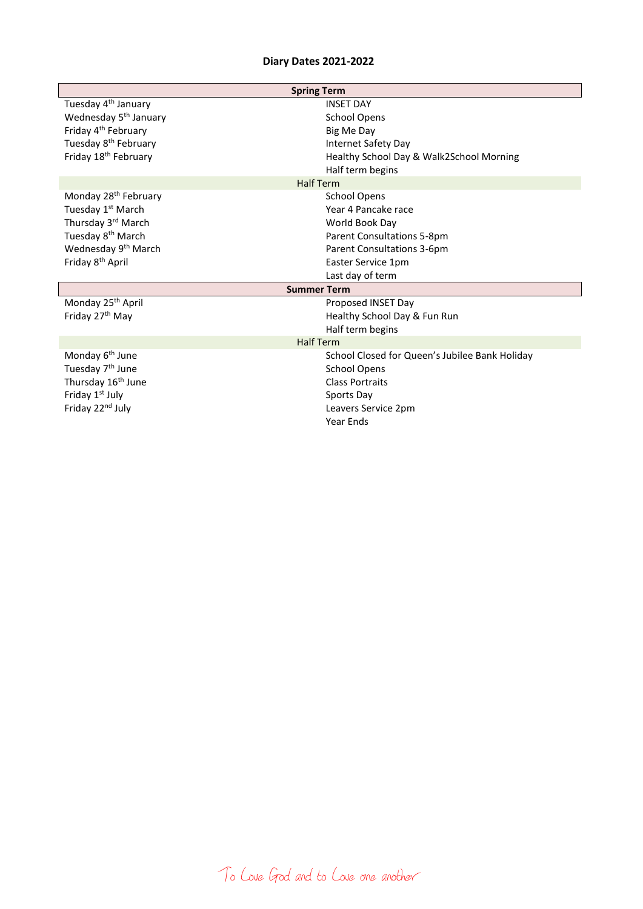**Diary Dates 2021-2022**

| | |
|---|---|
| **Spring Term** | |
| Tuesday 4th January | INSET DAY |
| Wednesday 5th January | School Opens |
| Friday 4th February | Big Me Day |
| Tuesday 8th February | Internet Safety Day |
| Friday 18th February | Healthy School Day & Walk2School Morning |
| | Half term begins |
| Half Term | |
| Monday 28th February | School Opens |
| Tuesday 1st March | Year 4 Pancake race |
| Thursday 3rd March | World Book Day |
| Tuesday 8th March | Parent Consultations 5-8pm |
| Wednesday 9th March | Parent Consultations 3-6pm |
| Friday 8th April | Easter Service 1pm |
| | Last day of term |
| **Summer Term** | |
| Monday 25th April | Proposed INSET Day |
| Friday 27th May | Healthy School Day & Fun Run |
| | Half term begins |
| Half Term | |
| Monday 6th June | School Closed for Queen's Jubilee Bank Holiday |
| Tuesday 7th June | School Opens |
| Thursday 16th June | Class Portraits |
| Friday 1st July | Sports Day |
| Friday 22nd July | Leavers Service 2pm |
| | Year Ends |

To Love God and to Love one another